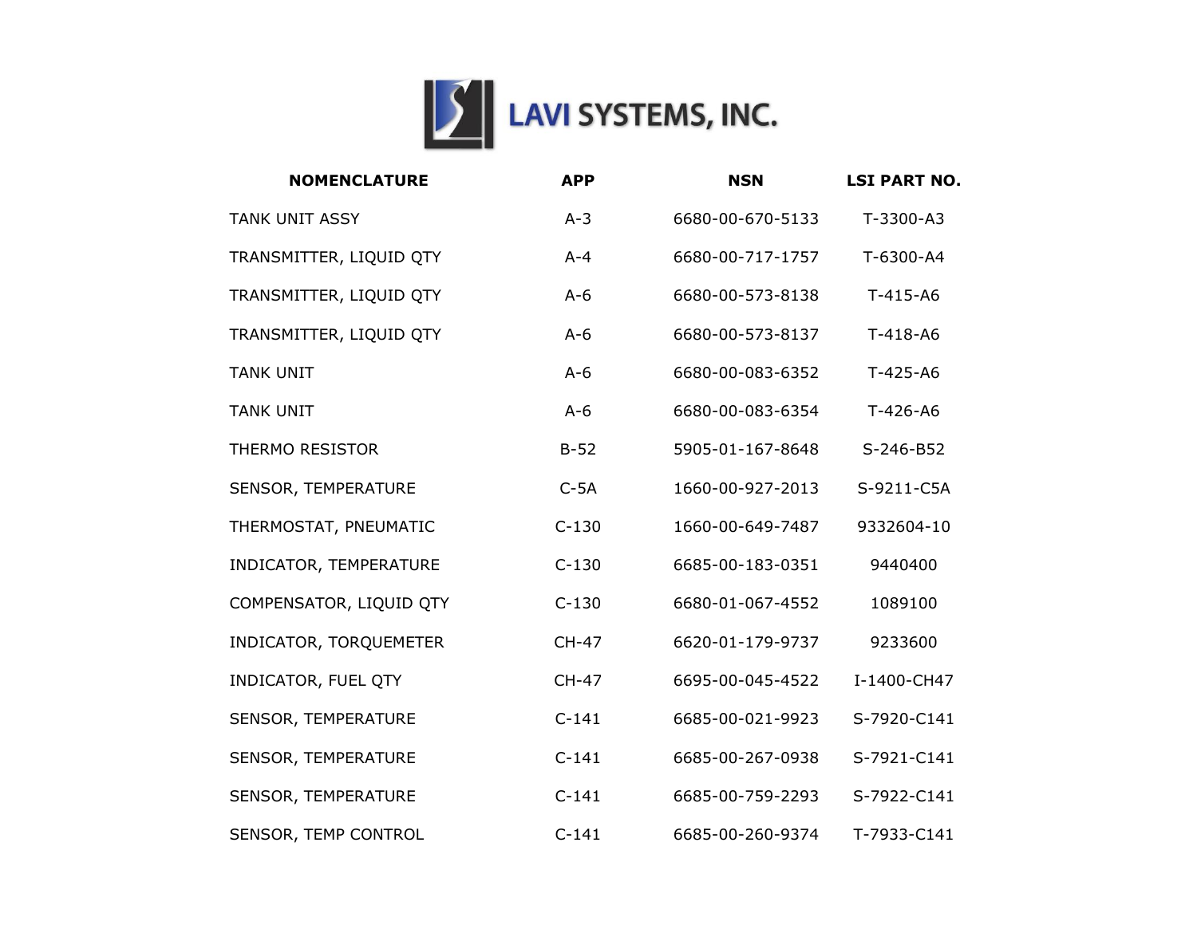# LAVI SYSTEMS, INC.

| NOMENCLATURE | APP | NSN | LSI PART NO. |
| --- | --- | --- | --- |
| TANK UNIT ASSY | A-3 | 6680-00-670-5133 | T-3300-A3 |
| TRANSMITTER, LIQUID QTY | A-4 | 6680-00-717-1757 | T-6300-A4 |
| TRANSMITTER, LIQUID QTY | A-6 | 6680-00-573-8138 | T-415-A6 |
| TRANSMITTER, LIQUID QTY | A-6 | 6680-00-573-8137 | T-418-A6 |
| TANK UNIT | A-6 | 6680-00-083-6352 | T-425-A6 |
| TANK UNIT | A-6 | 6680-00-083-6354 | T-426-A6 |
| THERMO RESISTOR | B-52 | 5905-01-167-8648 | S-246-B52 |
| SENSOR, TEMPERATURE | C-5A | 1660-00-927-2013 | S-9211-C5A |
| THERMOSTAT, PNEUMATIC | C-130 | 1660-00-649-7487 | 9332604-10 |
| INDICATOR, TEMPERATURE | C-130 | 6685-00-183-0351 | 9440400 |
| COMPENSATOR, LIQUID QTY | C-130 | 6680-01-067-4552 | 1089100 |
| INDICATOR, TORQUEMETER | CH-47 | 6620-01-179-9737 | 9233600 |
| INDICATOR, FUEL QTY | CH-47 | 6695-00-045-4522 | I-1400-CH47 |
| SENSOR, TEMPERATURE | C-141 | 6685-00-021-9923 | S-7920-C141 |
| SENSOR, TEMPERATURE | C-141 | 6685-00-267-0938 | S-7921-C141 |
| SENSOR, TEMPERATURE | C-141 | 6685-00-759-2293 | S-7922-C141 |
| SENSOR, TEMP CONTROL | C-141 | 6685-00-260-9374 | T-7933-C141 |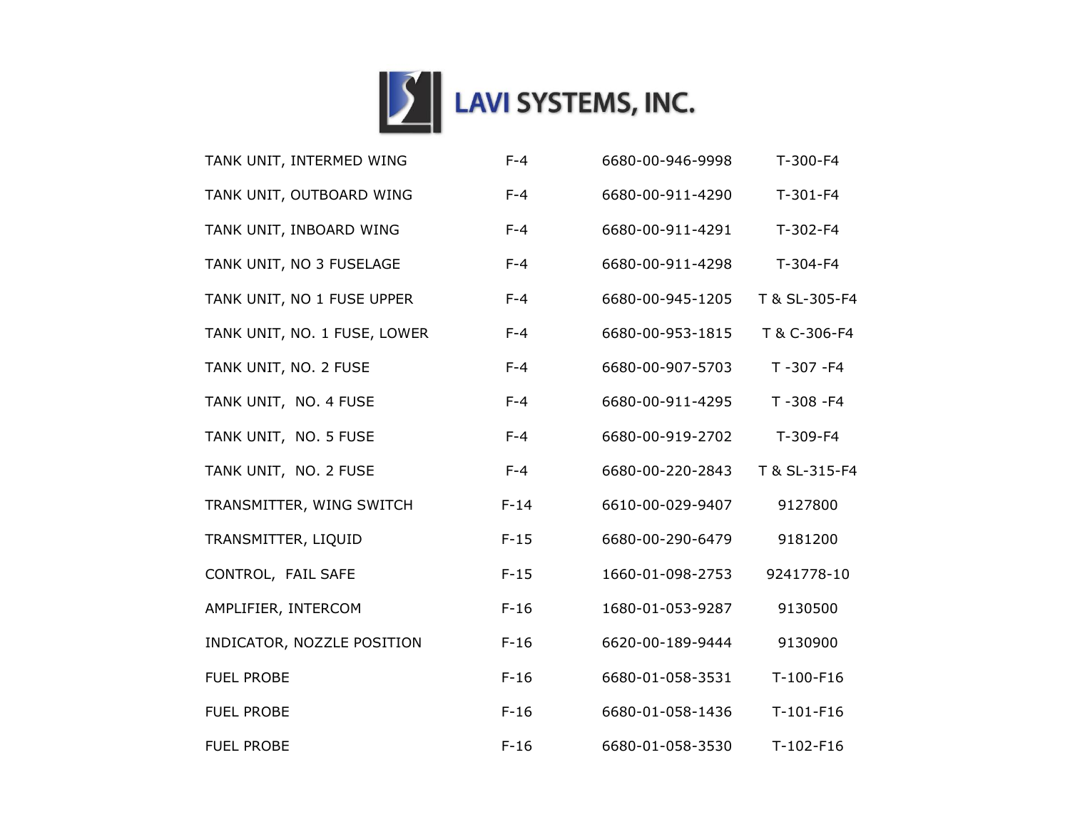# LAVI SYSTEMS, INC.

| | | | |
|---|---|---|---|
| TANK UNIT, INTERMED WING | F-4 | 6680-00-946-9998 | T-300-F4 |
| TANK UNIT, OUTBOARD WING | F-4 | 6680-00-911-4290 | T-301-F4 |
| TANK UNIT, INBOARD WING | F-4 | 6680-00-911-4291 | T-302-F4 |
| TANK UNIT, NO 3 FUSELAGE | F-4 | 6680-00-911-4298 | T-304-F4 |
| TANK UNIT, NO 1 FUSE UPPER | F-4 | 6680-00-945-1205 | T & SL-305-F4 |
| TANK UNIT, NO. 1 FUSE, LOWER | F-4 | 6680-00-953-1815 | T & C-306-F4 |
| TANK UNIT, NO. 2 FUSE | F-4 | 6680-00-907-5703 | T -307 -F4 |
| TANK UNIT, NO. 4 FUSE | F-4 | 6680-00-911-4295 | T -308 -F4 |
| TANK UNIT, NO. 5 FUSE | F-4 | 6680-00-919-2702 | T-309-F4 |
| TANK UNIT, NO. 2 FUSE | F-4 | 6680-00-220-2843 | T & SL-315-F4 |
| TRANSMITTER, WING SWITCH | F-14 | 6610-00-029-9407 | 9127800 |
| TRANSMITTER, LIQUID | F-15 | 6680-00-290-6479 | 9181200 |
| CONTROL, FAIL SAFE | F-15 | 1660-01-098-2753 | 9241778-10 |
| AMPLIFIER, INTERCOM | F-16 | 1680-01-053-9287 | 9130500 |
| INDICATOR, NOZZLE POSITION | F-16 | 6620-00-189-9444 | 9130900 |
| FUEL PROBE | F-16 | 6680-01-058-3531 | T-100-F16 |
| FUEL PROBE | F-16 | 6680-01-058-1436 | T-101-F16 |
| FUEL PROBE | F-16 | 6680-01-058-3530 | T-102-F16 |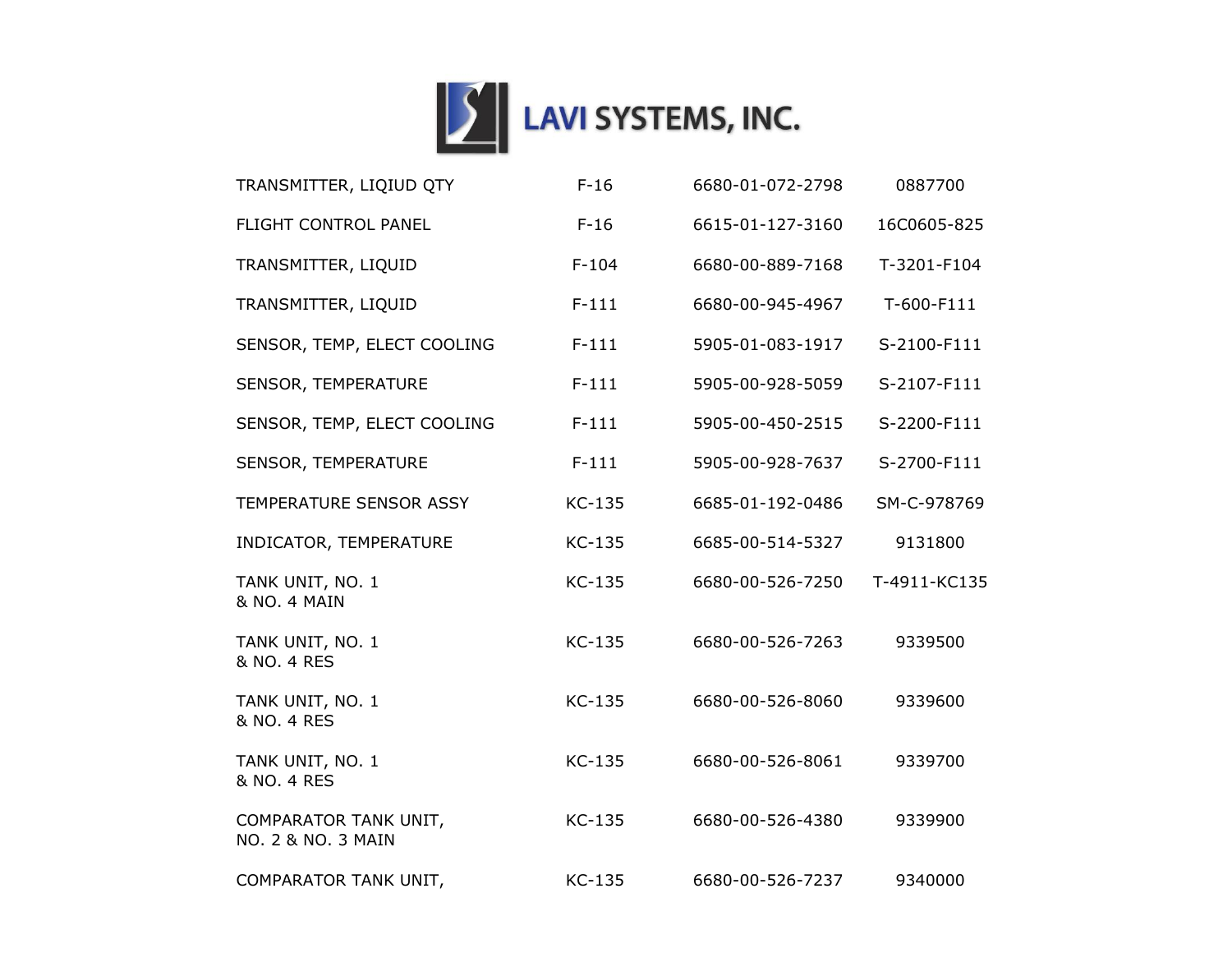# LAVI SYSTEMS, INC.

| | | | |
|---|---|---|---|
| TRANSMITTER, LIQIUD QTY | F-16 | 6680-01-072-2798 | 0887700 |
| FLIGHT CONTROL PANEL | F-16 | 6615-01-127-3160 | 16C0605-825 |
| TRANSMITTER, LIQUID | F-104 | 6680-00-889-7168 | T-3201-F104 |
| TRANSMITTER, LIQUID | F-111 | 6680-00-945-4967 | T-600-F111 |
| SENSOR, TEMP, ELECT COOLING | F-111 | 5905-01-083-1917 | S-2100-F111 |
| SENSOR, TEMPERATURE | F-111 | 5905-00-928-5059 | S-2107-F111 |
| SENSOR, TEMP, ELECT COOLING | F-111 | 5905-00-450-2515 | S-2200-F111 |
| SENSOR, TEMPERATURE | F-111 | 5905-00-928-7637 | S-2700-F111 |
| TEMPERATURE SENSOR ASSY | KC-135 | 6685-01-192-0486 | SM-C-978769 |
| INDICATOR, TEMPERATURE | KC-135 | 6685-00-514-5327 | 9131800 |
| TANK UNIT, NO. 1 & NO. 4 MAIN | KC-135 | 6680-00-526-7250 | T-4911-KC135 |
| TANK UNIT, NO. 1 & NO. 4 RES | KC-135 | 6680-00-526-7263 | 9339500 |
| TANK UNIT, NO. 1 & NO. 4 RES | KC-135 | 6680-00-526-8060 | 9339600 |
| TANK UNIT, NO. 1 & NO. 4 RES | KC-135 | 6680-00-526-8061 | 9339700 |
| COMPARATOR TANK UNIT, NO. 2 & NO. 3 MAIN | KC-135 | 6680-00-526-4380 | 9339900 |
| COMPARATOR TANK UNIT, | KC-135 | 6680-00-526-7237 | 9340000 |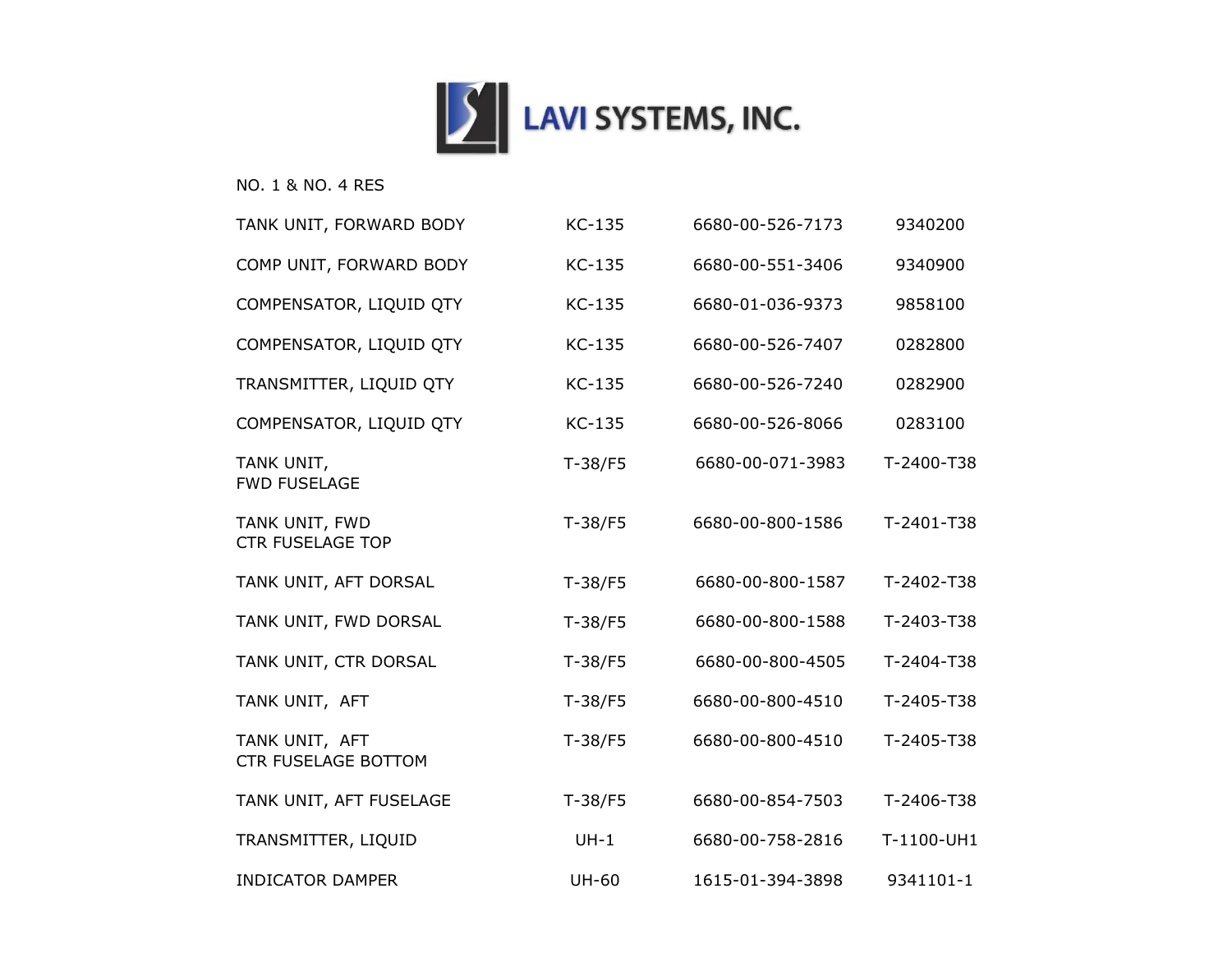# LAVI SYSTEMS, INC.

NO. 1 & NO. 4 RES

| | | | |
|---|---|---|---|
| TANK UNIT, FORWARD BODY | KC-135 | 6680-00-526-7173 | 9340200 |
| COMP UNIT, FORWARD BODY | KC-135 | 6680-00-551-3406 | 9340900 |
| COMPENSATOR, LIQUID QTY | KC-135 | 6680-01-036-9373 | 9858100 |
| COMPENSATOR, LIQUID QTY | KC-135 | 6680-00-526-7407 | 0282800 |
| TRANSMITTER, LIQUID QTY | KC-135 | 6680-00-526-7240 | 0282900 |
| COMPENSATOR, LIQUID QTY | KC-135 | 6680-00-526-8066 | 0283100 |
| TANK UNIT, FWD FUSELAGE | T-38/F5 | 6680-00-071-3983 | T-2400-T38 |
| TANK UNIT, FWD CTR FUSELAGE TOP | T-38/F5 | 6680-00-800-1586 | T-2401-T38 |
| TANK UNIT, AFT DORSAL | T-38/F5 | 6680-00-800-1587 | T-2402-T38 |
| TANK UNIT, FWD DORSAL | T-38/F5 | 6680-00-800-1588 | T-2403-T38 |
| TANK UNIT, CTR DORSAL | T-38/F5 | 6680-00-800-4505 | T-2404-T38 |
| TANK UNIT, AFT | T-38/F5 | 6680-00-800-4510 | T-2405-T38 |
| TANK UNIT, AFT CTR FUSELAGE BOTTOM | T-38/F5 | 6680-00-800-4510 | T-2405-T38 |
| TANK UNIT, AFT FUSELAGE | T-38/F5 | 6680-00-854-7503 | T-2406-T38 |
| TRANSMITTER, LIQUID | UH-1 | 6680-00-758-2816 | T-1100-UH1 |
| INDICATOR DAMPER | UH-60 | 1615-01-394-3898 | 9341101-1 |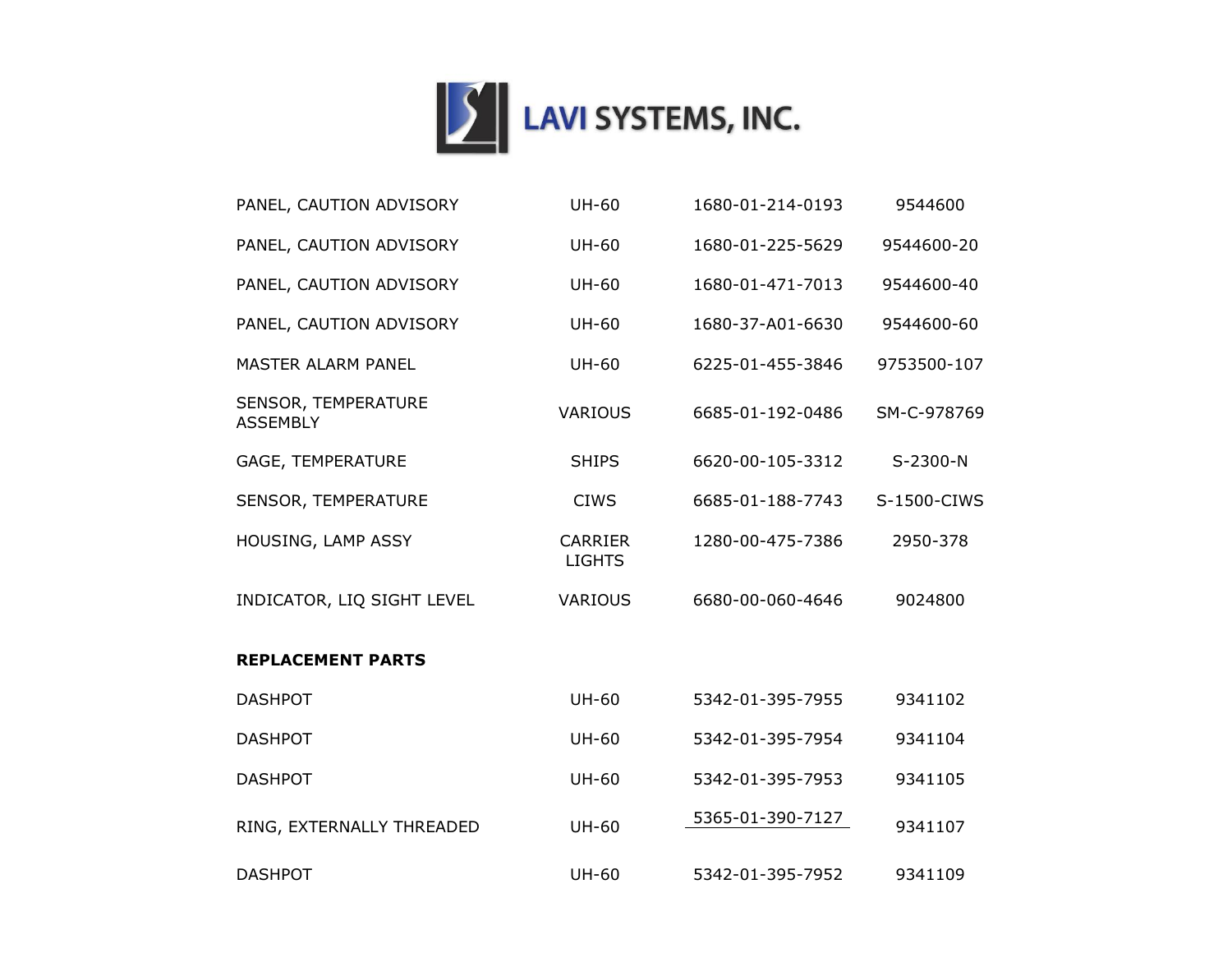LAVI SYSTEMS, INC.

| | | | |
|---|---|---|---|
| PANEL, CAUTION ADVISORY | UH-60 | 1680-01-214-0193 | 9544600 |
| PANEL, CAUTION ADVISORY | UH-60 | 1680-01-225-5629 | 9544600-20 |
| PANEL, CAUTION ADVISORY | UH-60 | 1680-01-471-7013 | 9544600-40 |
| PANEL, CAUTION ADVISORY | UH-60 | 1680-37-A01-6630 | 9544600-60 |
| MASTER ALARM PANEL | UH-60 | 6225-01-455-3846 | 9753500-107 |
| SENSOR, TEMPERATURE ASSEMBLY | VARIOUS | 6685-01-192-0486 | SM-C-978769 |
| GAGE, TEMPERATURE | SHIPS | 6620-00-105-3312 | S-2300-N |
| SENSOR, TEMPERATURE | CIWS | 6685-01-188-7743 | S-1500-CIWS |
| HOUSING, LAMP ASSY | CARRIER LIGHTS | 1280-00-475-7386 | 2950-378 |
| INDICATOR, LIQ SIGHT LEVEL | VARIOUS | 6680-00-060-4646 | 9024800 |

**REPLACEMENT PARTS**

| | | | |
|---|---|---|---|
| DASHPOT | UH-60 | 5342-01-395-7955 | 9341102 |
| DASHPOT | UH-60 | 5342-01-395-7954 | 9341104 |
| DASHPOT | UH-60 | 5342-01-395-7953 | 9341105 |
| RING, EXTERNALLY THREADED | UH-60 | 5365-01-390-7127 | 9341107 |
| DASHPOT | UH-60 | 5342-01-395-7952 | 9341109 |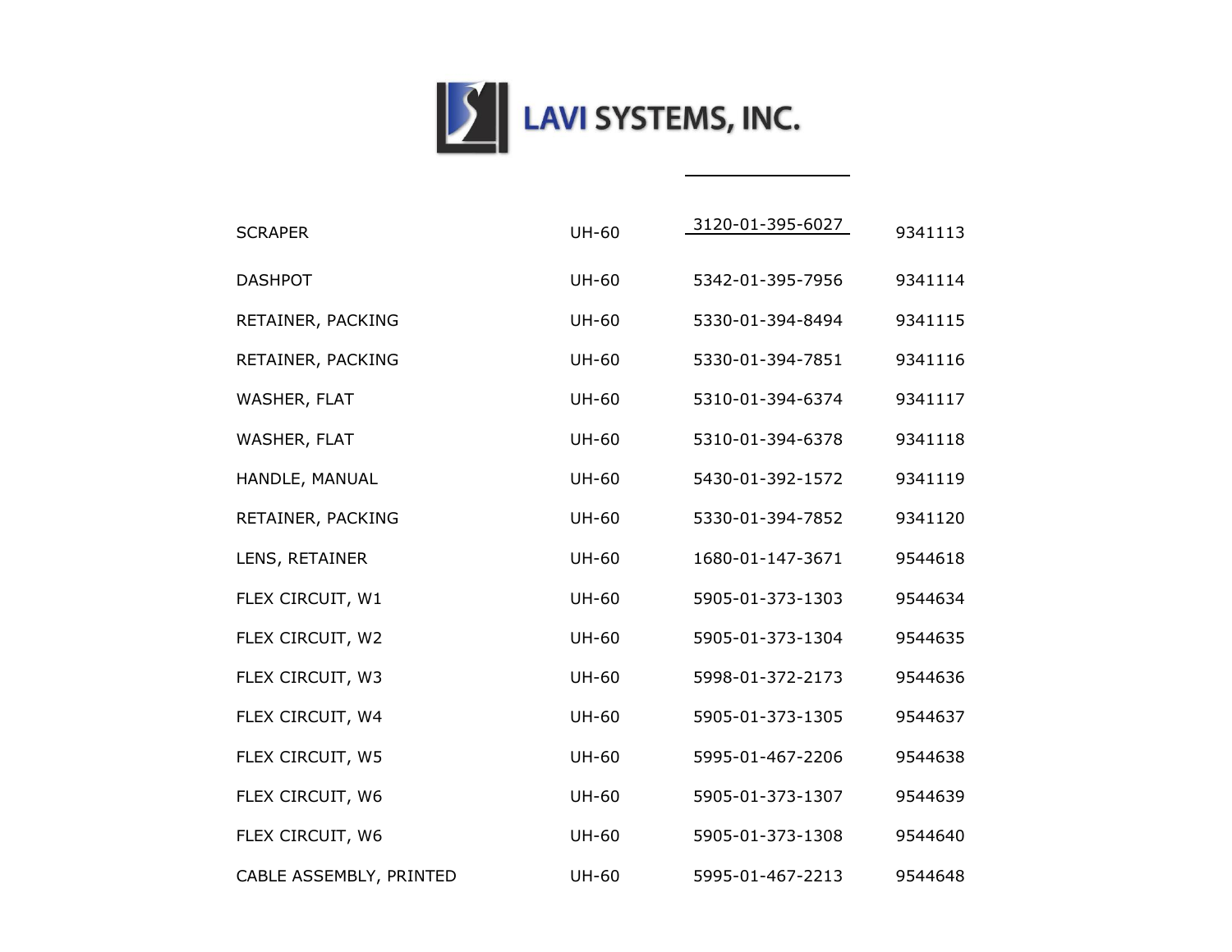# LAVI SYSTEMS, INC.

| | | | |
|---|---|---|---|
| SCRAPER | UH-60 | 3120-01-395-6027 | 9341113 |
| DASHPOT | UH-60 | 5342-01-395-7956 | 9341114 |
| RETAINER, PACKING | UH-60 | 5330-01-394-8494 | 9341115 |
| RETAINER, PACKING | UH-60 | 5330-01-394-7851 | 9341116 |
| WASHER, FLAT | UH-60 | 5310-01-394-6374 | 9341117 |
| WASHER, FLAT | UH-60 | 5310-01-394-6378 | 9341118 |
| HANDLE, MANUAL | UH-60 | 5430-01-392-1572 | 9341119 |
| RETAINER, PACKING | UH-60 | 5330-01-394-7852 | 9341120 |
| LENS, RETAINER | UH-60 | 1680-01-147-3671 | 9544618 |
| FLEX CIRCUIT, W1 | UH-60 | 5905-01-373-1303 | 9544634 |
| FLEX CIRCUIT, W2 | UH-60 | 5905-01-373-1304 | 9544635 |
| FLEX CIRCUIT, W3 | UH-60 | 5998-01-372-2173 | 9544636 |
| FLEX CIRCUIT, W4 | UH-60 | 5905-01-373-1305 | 9544637 |
| FLEX CIRCUIT, W5 | UH-60 | 5995-01-467-2206 | 9544638 |
| FLEX CIRCUIT, W6 | UH-60 | 5905-01-373-1307 | 9544639 |
| FLEX CIRCUIT, W6 | UH-60 | 5905-01-373-1308 | 9544640 |
| CABLE ASSEMBLY, PRINTED | UH-60 | 5995-01-467-2213 | 9544648 |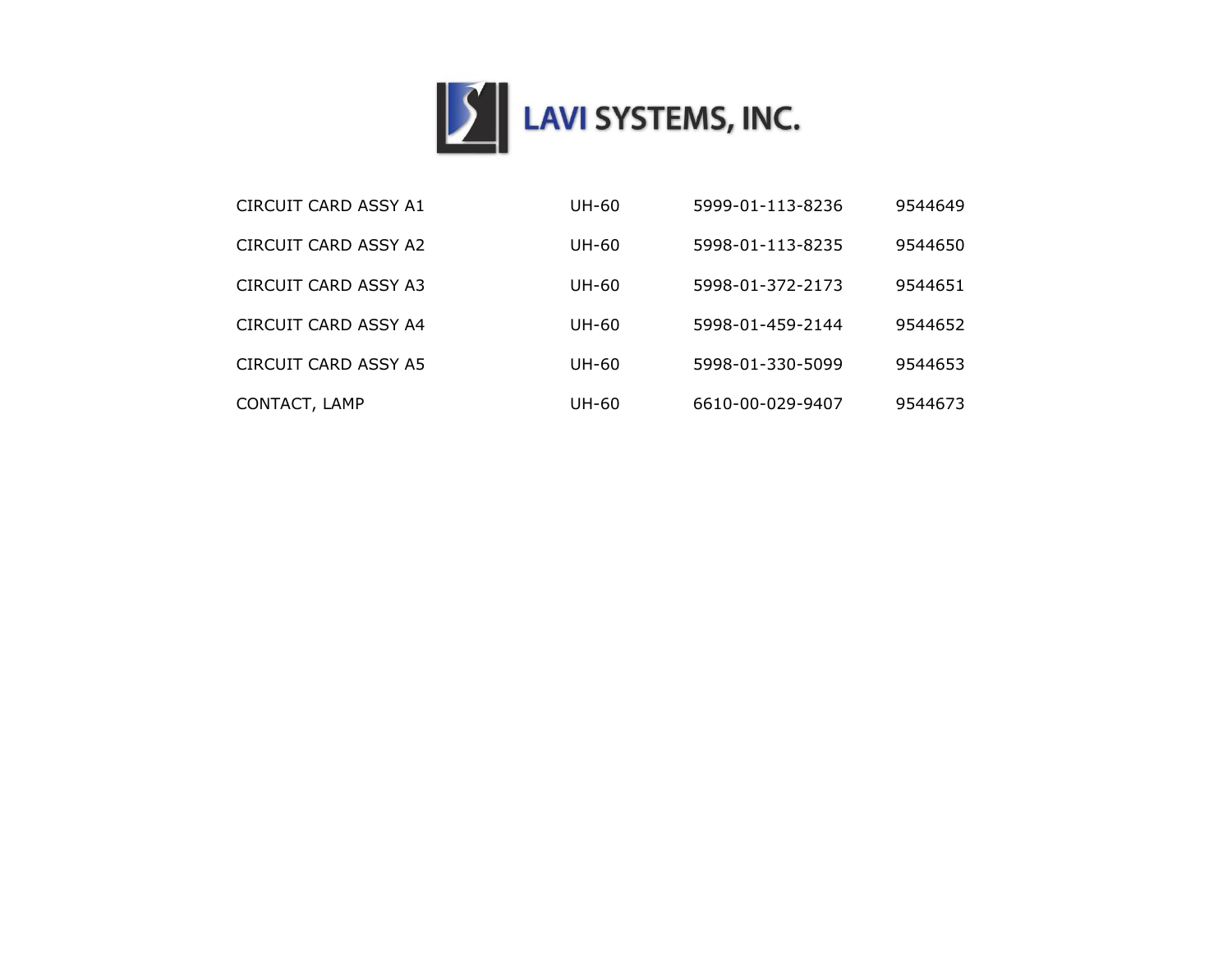LAVI SYSTEMS, INC.

| | | | |
|---|---|---|---|
| CIRCUIT CARD ASSY A1 | UH-60 | 5999-01-113-8236 | 9544649 |
| CIRCUIT CARD ASSY A2 | UH-60 | 5998-01-113-8235 | 9544650 |
| CIRCUIT CARD ASSY A3 | UH-60 | 5998-01-372-2173 | 9544651 |
| CIRCUIT CARD ASSY A4 | UH-60 | 5998-01-459-2144 | 9544652 |
| CIRCUIT CARD ASSY A5 | UH-60 | 5998-01-330-5099 | 9544653 |
| CONTACT, LAMP | UH-60 | 6610-00-029-9407 | 9544673 |